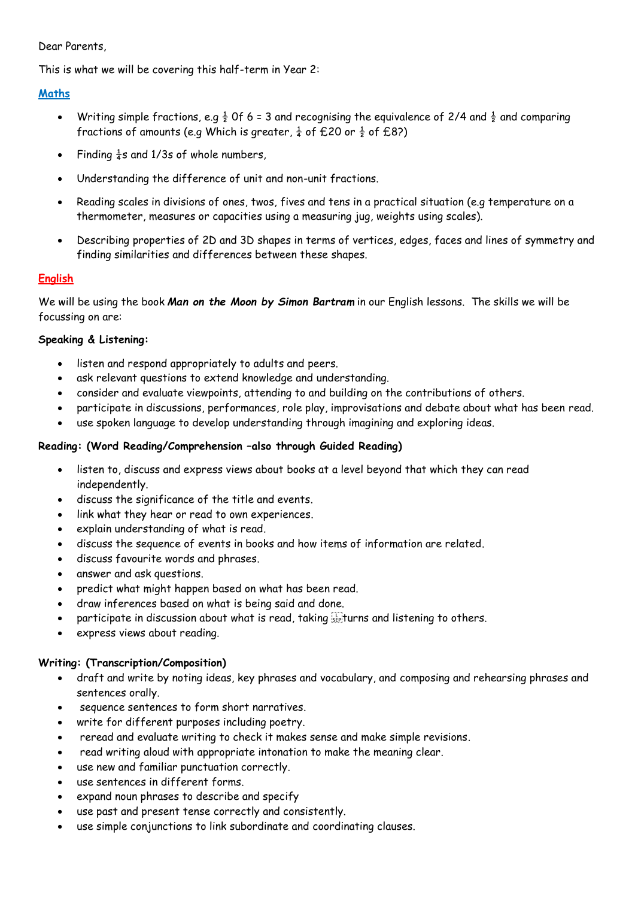Dear Parents,

This is what we will be covering this half-term in Year 2:

## Maths

- Writing simple fractions, e.g $\frac{1}{2}$ Of 6 = 3 and recognising the equivalence of 2/4 and $\frac{1}{2}$ and comparing fractions of amounts (e.g Which is greater, $\frac{1}{4}$ of £20 or $\frac{1}{2}$ of £8?)
- Finding $\frac{1}{4}$s and 1/3s of whole numbers,
- Understanding the difference of unit and non-unit fractions.
- Reading scales in divisions of ones, twos, fives and tens in a practical situation (e.g temperature on a thermometer, measures or capacities using a measuring jug, weights using scales).
- Describing properties of 2D and 3D shapes in terms of vertices, edges, faces and lines of symmetry and finding similarities and differences between these shapes.

## English

We will be using the book ***Man on the Moon by Simon Bartram*** in our English lessons. The skills we will be focussing on are:

**Speaking & Listening:**

- listen and respond appropriately to adults and peers.
- ask relevant questions to extend knowledge and understanding.
- consider and evaluate viewpoints, attending to and building on the contributions of others.
- participate in discussions, performances, role play, improvisations and debate about what has been read.
- use spoken language to develop understanding through imagining and exploring ideas.

**Reading: (Word Reading/Comprehension –also through Guided Reading)**

- listen to, discuss and express views about books at a level beyond that which they can read independently.
- discuss the significance of the title and events.
- link what they hear or read to own experiences.
- explain understanding of what is read.
- discuss the sequence of events in books and how items of information are related.
- discuss favourite words and phrases.
- answer and ask questions.
- predict what might happen based on what has been read.
- draw inferences based on what is being said and done.
- participate in discussion about what is read, taking turns and listening to others.
- express views about reading.

**Writing: (Transcription/Composition)**

- draft and write by noting ideas, key phrases and vocabulary, and composing and rehearsing phrases and sentences orally.
- sequence sentences to form short narratives.
- write for different purposes including poetry.
- reread and evaluate writing to check it makes sense and make simple revisions.
- read writing aloud with appropriate intonation to make the meaning clear.
- use new and familiar punctuation correctly.
- use sentences in different forms.
- expand noun phrases to describe and specify
- use past and present tense correctly and consistently.
- use simple conjunctions to link subordinate and coordinating clauses.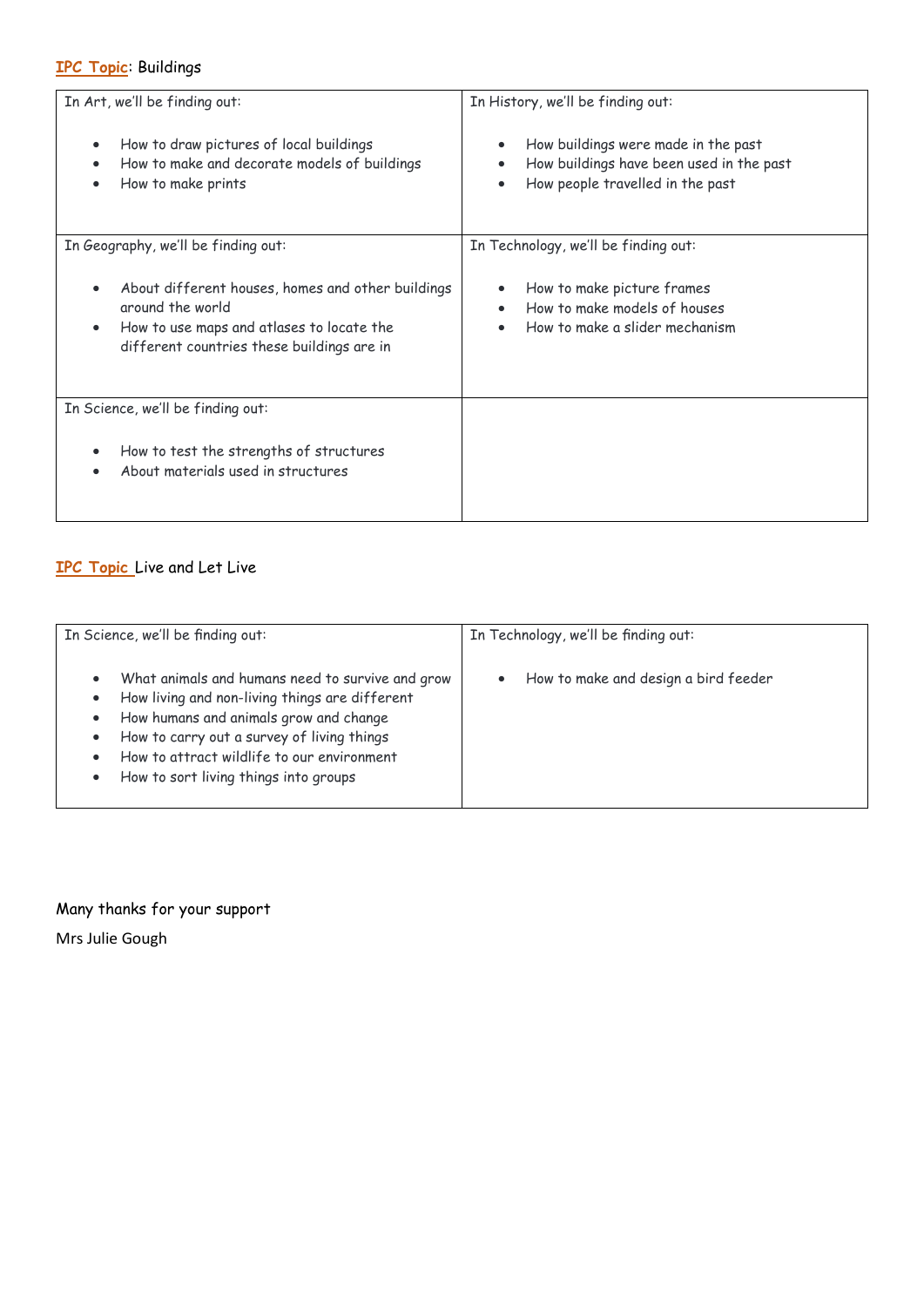**IPC Topic**: Buildings

| | |
|---|---|
| In Art, we'll be finding out:<br><br>• How to draw pictures of local buildings<br>• How to make and decorate models of buildings<br>• How to make prints | In History, we'll be finding out:<br><br>• How buildings were made in the past<br>• How buildings have been used in the past<br>• How people travelled in the past |
| In Geography, we'll be finding out:<br><br>• About different houses, homes and other buildings around the world<br>• How to use maps and atlases to locate the different countries these buildings are in | In Technology, we'll be finding out:<br><br>• How to make picture frames<br>• How to make models of houses<br>• How to make a slider mechanism |
| In Science, we'll be finding out:<br><br>• How to test the strengths of structures<br>• About materials used in structures | |

**IPC Topic** Live and Let Live

| | |
|---|---|
| In Science, we'll be finding out:<br><br>• What animals and humans need to survive and grow<br>• How living and non-living things are different<br>• How humans and animals grow and change<br>• How to carry out a survey of living things<br>• How to attract wildlife to our environment<br>• How to sort living things into groups | In Technology, we'll be finding out:<br><br>• How to make and design a bird feeder |

Many thanks for your support

Mrs Julie Gough